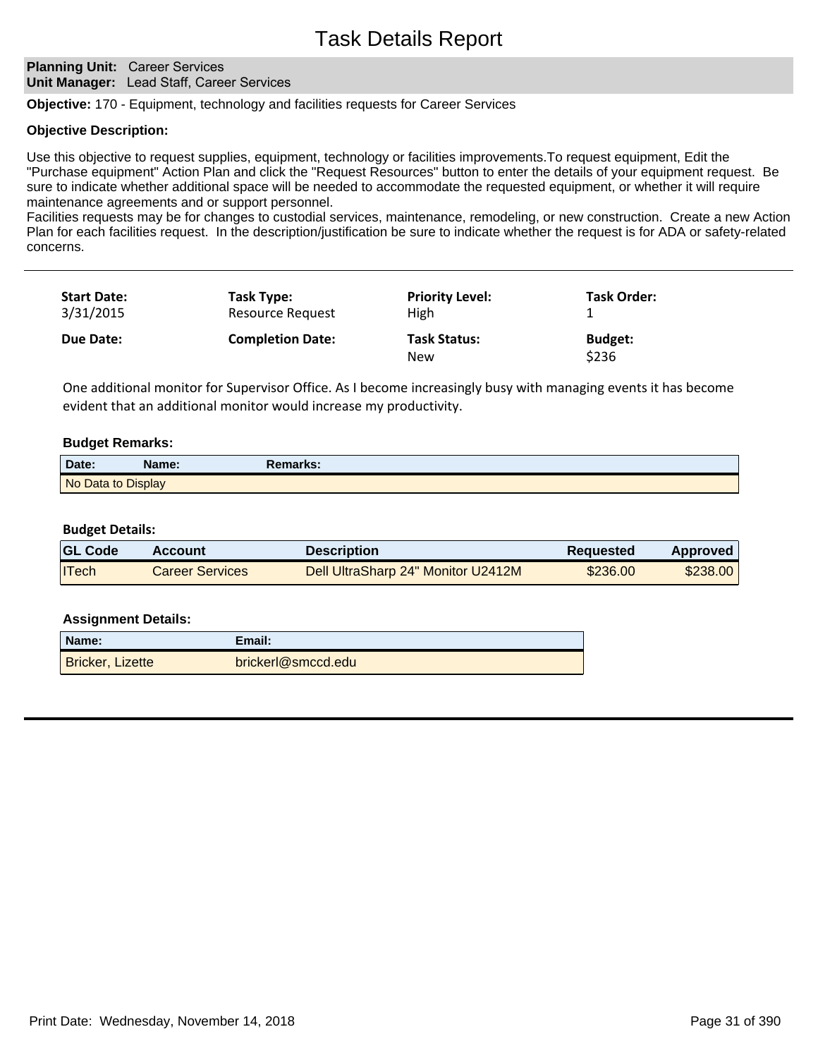# Task Details Report

**Planning Unit:** Career Services
**Unit Manager:** Lead Staff, Career Services

**Objective:** 170 - Equipment, technology and facilities requests for Career Services

**Objective Description:**

Use this objective to request supplies, equipment, technology or facilities improvements.To request equipment, Edit the "Purchase equipment" Action Plan and click the "Request Resources" button to enter the details of your equipment request. Be sure to indicate whether additional space will be needed to accommodate the requested equipment, or whether it will require maintenance agreements and or support personnel.
Facilities requests may be for changes to custodial services, maintenance, remodeling, or new construction. Create a new Action Plan for each facilities request. In the description/justification be sure to indicate whether the request is for ADA or safety-related concerns.

---

| **Start Date:** | **Task Type:** | **Priority Level:** | **Task Order:** |
|---|---|---|---|
| 3/31/2015 | Resource Request | High | 1 |
| **Due Date:** | **Completion Date:** | **Task Status:** | **Budget:** |
| | | New | $236 |

One additional monitor for Supervisor Office. As I become increasingly busy with managing events it has become evident that an additional monitor would increase my productivity.

**Budget Remarks:**

| Date: | Name: | Remarks: |
|---|---|---|
| No Data to Display | | |

**Budget Details:**

| GL Code | Account | Description | Requested | Approved |
|---|---|---|---|---|
| ITech | Career Services | Dell UltraSharp 24" Monitor U2412M | $236.00 | $238.00 |

**Assignment Details:**

| Name: | Email: |
|---|---|
| Bricker, Lizette | brickerl@smccd.edu |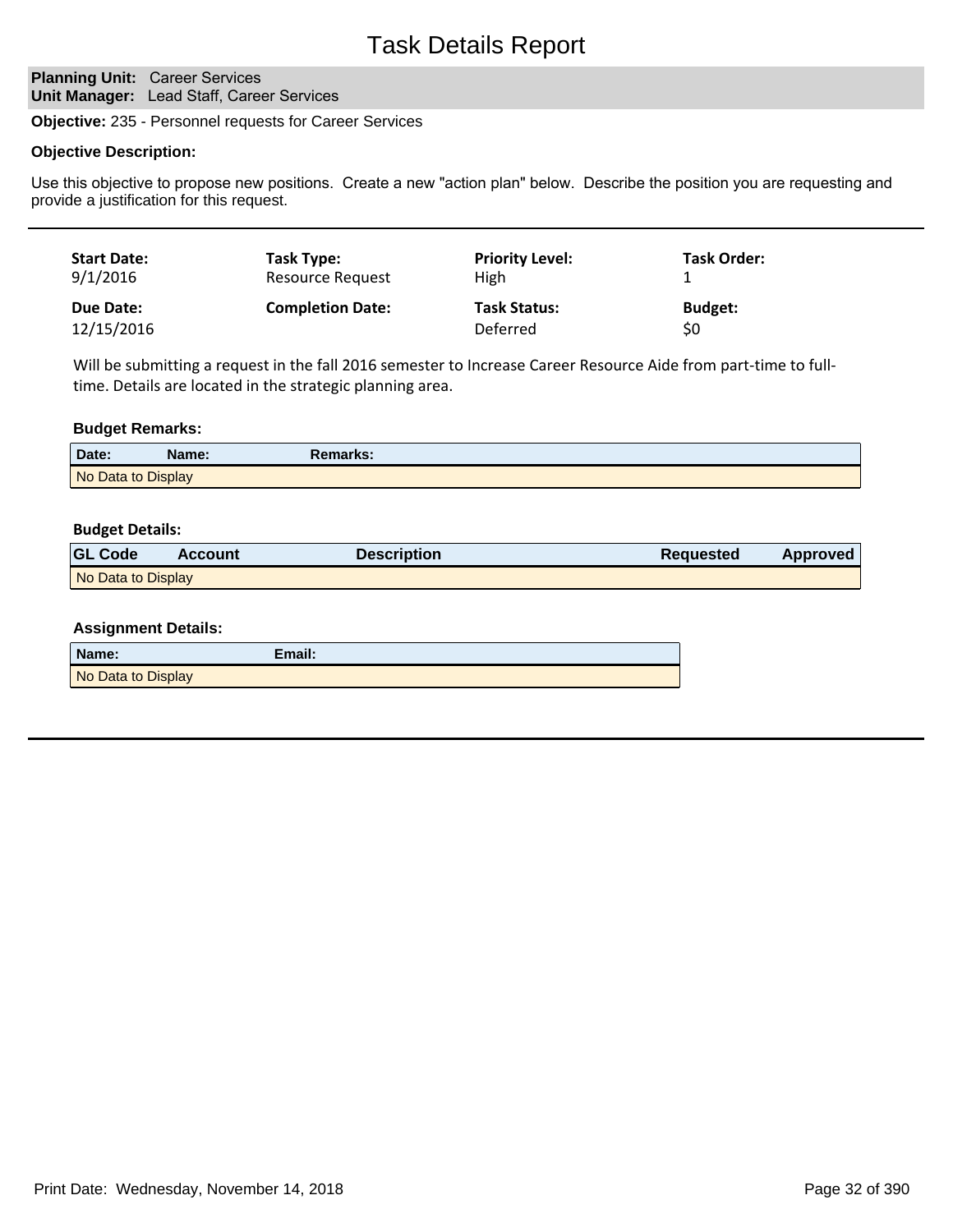# Task Details Report

**Planning Unit:** Career Services
**Unit Manager:** Lead Staff, Career Services

**Objective:** 235 - Personnel requests for Career Services

**Objective Description:**

Use this objective to propose new positions. Create a new "action plan" below. Describe the position you are requesting and provide a justification for this request.

---

| Start Date: | Task Type: | Priority Level: | Task Order: |
|---|---|---|---|
| 9/1/2016 | Resource Request | High | 1 |
| **Due Date:** | **Completion Date:** | **Task Status:** | **Budget:** |
| 12/15/2016 | | Deferred | $0 |

Will be submitting a request in the fall 2016 semester to Increase Career Resource Aide from part-time to full-time. Details are located in the strategic planning area.

**Budget Remarks:**

| Date: | Name: | Remarks: |
|---|---|---|
| No Data to Display | | |

**Budget Details:**

| GL Code | Account | Description | Requested | Approved |
|---|---|---|---|---|
| No Data to Display | | | | |

**Assignment Details:**

| Name: | Email: |
|---|---|
| No Data to Display | |

---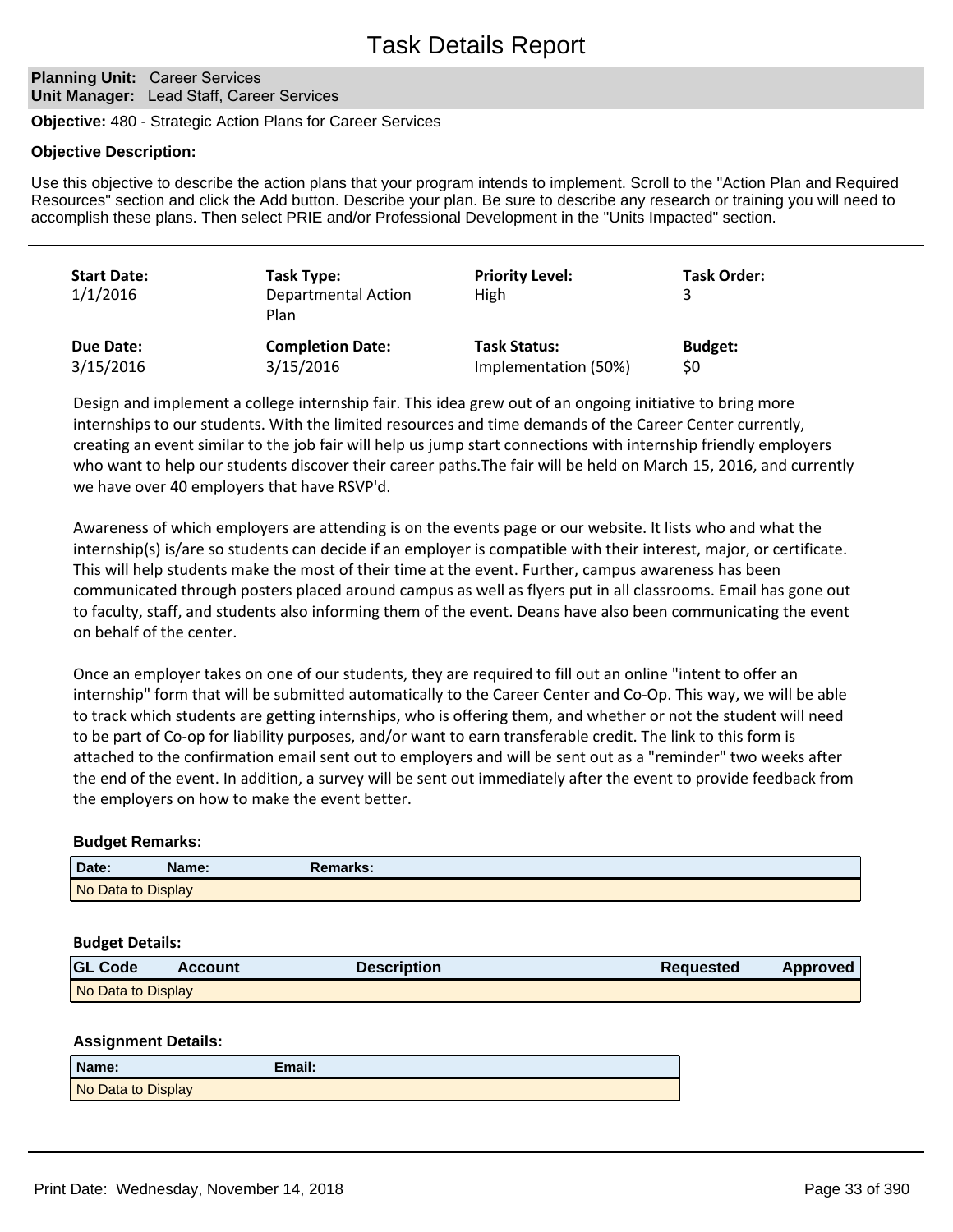# Task Details Report

**Planning Unit:** Career Services
**Unit Manager:** Lead Staff, Career Services

**Objective:** 480 - Strategic Action Plans for Career Services

**Objective Description:**

Use this objective to describe the action plans that your program intends to implement. Scroll to the "Action Plan and Required Resources" section and click the Add button. Describe your plan. Be sure to describe any research or training you will need to accomplish these plans. Then select PRIE and/or Professional Development in the "Units Impacted" section.

| **Start Date:** | **Task Type:** | **Priority Level:** | **Task Order:** |
|---|---|---|---|
| 1/1/2016 | Departmental Action Plan | High | 3 |
| **Due Date:** | **Completion Date:** | **Task Status:** | **Budget:** |
| 3/15/2016 | 3/15/2016 | Implementation (50%) | $0 |

Design and implement a college internship fair. This idea grew out of an ongoing initiative to bring more internships to our students. With the limited resources and time demands of the Career Center currently, creating an event similar to the job fair will help us jump start connections with internship friendly employers who want to help our students discover their career paths.The fair will be held on March 15, 2016, and currently we have over 40 employers that have RSVP'd.

Awareness of which employers are attending is on the events page or our website. It lists who and what the internship(s) is/are so students can decide if an employer is compatible with their interest, major, or certificate. This will help students make the most of their time at the event. Further, campus awareness has been communicated through posters placed around campus as well as flyers put in all classrooms. Email has gone out to faculty, staff, and students also informing them of the event. Deans have also been communicating the event on behalf of the center.

Once an employer takes on one of our students, they are required to fill out an online "intent to offer an internship" form that will be submitted automatically to the Career Center and Co-Op. This way, we will be able to track which students are getting internships, who is offering them, and whether or not the student will need to be part of Co-op for liability purposes, and/or want to earn transferable credit. The link to this form is attached to the confirmation email sent out to employers and will be sent out as a "reminder" two weeks after the end of the event. In addition, a survey will be sent out immediately after the event to provide feedback from the employers on how to make the event better.

**Budget Remarks:**

| Date: | Name: | Remarks: |
|---|---|---|
| No Data to Display | | |

**Budget Details:**

| GL Code | Account | Description | Requested | Approved |
|---|---|---|---|---|
| No Data to Display | | | | |

**Assignment Details:**

| Name: | Email: |
|---|---|
| No Data to Display | |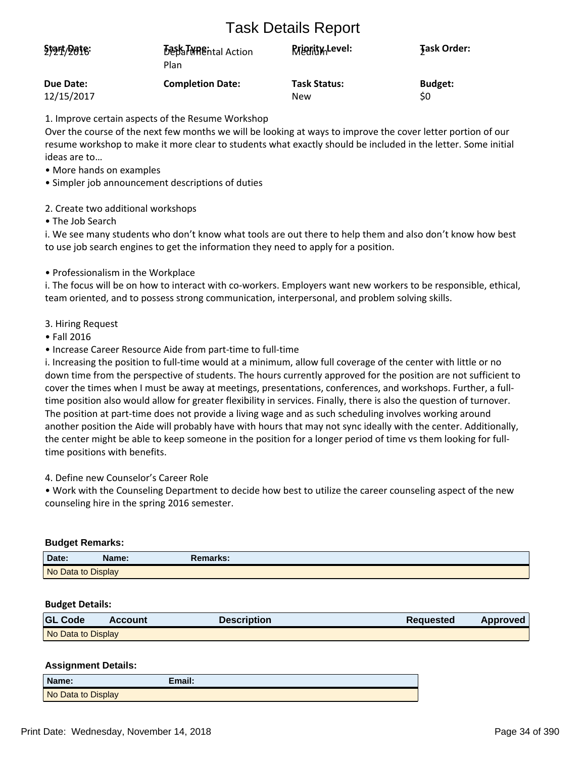# Task Details Report

| Start Date: | Task Type: | Priority Level: | Task Order: |
|---|---|---|---|
| 2/21/2016 | Departmental Action Plan | Medium | 2 |
| **Due Date:** | **Completion Date:** | **Task Status:** | **Budget:** |
| 12/15/2017 | | New | $0 |

1. Improve certain aspects of the Resume Workshop
Over the course of the next few months we will be looking at ways to improve the cover letter portion of our resume workshop to make it more clear to students what exactly should be included in the letter. Some initial ideas are to…
• More hands on examples
• Simpler job announcement descriptions of duties

2. Create two additional workshops
• The Job Search
i. We see many students who don't know what tools are out there to help them and also don't know how best to use job search engines to get the information they need to apply for a position.

• Professionalism in the Workplace
i. The focus will be on how to interact with co-workers. Employers want new workers to be responsible, ethical, team oriented, and to possess strong communication, interpersonal, and problem solving skills.

3. Hiring Request
• Fall 2016
• Increase Career Resource Aide from part-time to full-time
i. Increasing the position to full-time would at a minimum, allow full coverage of the center with little or no down time from the perspective of students. The hours currently approved for the position are not sufficient to cover the times when I must be away at meetings, presentations, conferences, and workshops. Further, a full-time position also would allow for greater flexibility in services. Finally, there is also the question of turnover. The position at part-time does not provide a living wage and as such scheduling involves working around another position the Aide will probably have with hours that may not sync ideally with the center. Additionally, the center might be able to keep someone in the position for a longer period of time vs them looking for full-time positions with benefits.

4. Define new Counselor's Career Role
• Work with the Counseling Department to decide how best to utilize the career counseling aspect of the new counseling hire in the spring 2016 semester.

**Budget Remarks:**

| Date: | Name: | Remarks: |
|---|---|---|
| No Data to Display | | |

**Budget Details:**

| GL Code | Account | Description | Requested | Approved |
|---|---|---|---|---|
| No Data to Display | | | | |

**Assignment Details:**

| Name: | Email: |
|---|---|
| No Data to Display | |

Print Date: Wednesday, November 14, 2018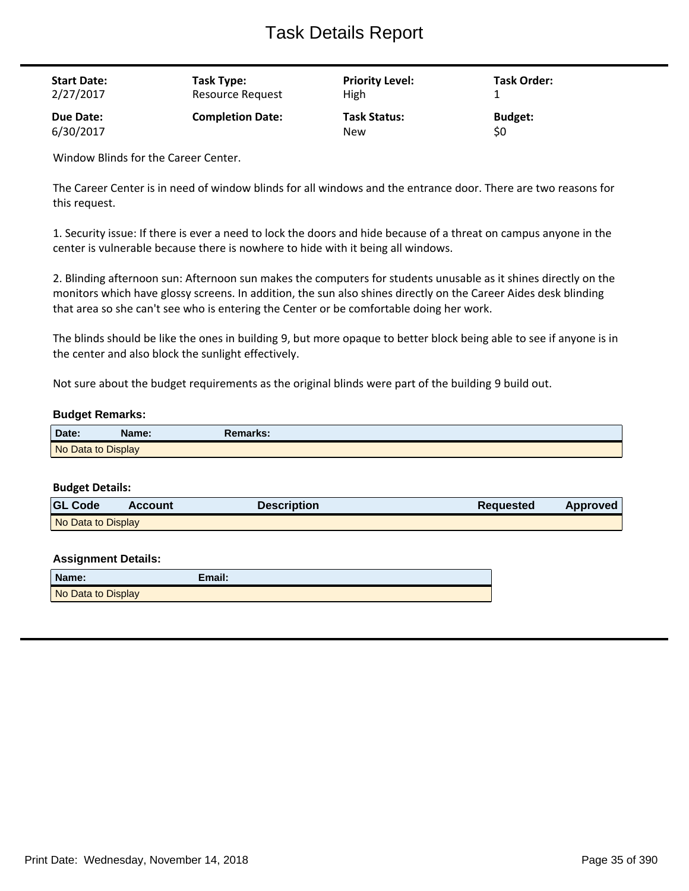# Task Details Report

| | | | |
|---|---|---|---|
| **Start Date:** 2/27/2017 | **Task Type:** Resource Request | **Priority Level:** High | **Task Order:** 1 |
| **Due Date:** 6/30/2017 | **Completion Date:** | **Task Status:** New | **Budget:** $0 |

Window Blinds for the Career Center.

The Career Center is in need of window blinds for all windows and the entrance door. There are two reasons for this request.

1. Security issue: If there is ever a need to lock the doors and hide because of a threat on campus anyone in the center is vulnerable because there is nowhere to hide with it being all windows.

2. Blinding afternoon sun: Afternoon sun makes the computers for students unusable as it shines directly on the monitors which have glossy screens. In addition, the sun also shines directly on the Career Aides desk blinding that area so she can't see who is entering the Center or be comfortable doing her work.

The blinds should be like the ones in building 9, but more opaque to better block being able to see if anyone is in the center and also block the sunlight effectively.

Not sure about the budget requirements as the original blinds were part of the building 9 build out.

**Budget Remarks:**

| Date: | Name: | Remarks: |
|---|---|---|
| No Data to Display | | |

**Budget Details:**

| GL Code | Account | Description | Requested | Approved |
|---|---|---|---|---|
| No Data to Display | | | | |

**Assignment Details:**

| Name: | Email: |
|---|---|
| No Data to Display | |

Print Date: Wednesday, November 14, 2018